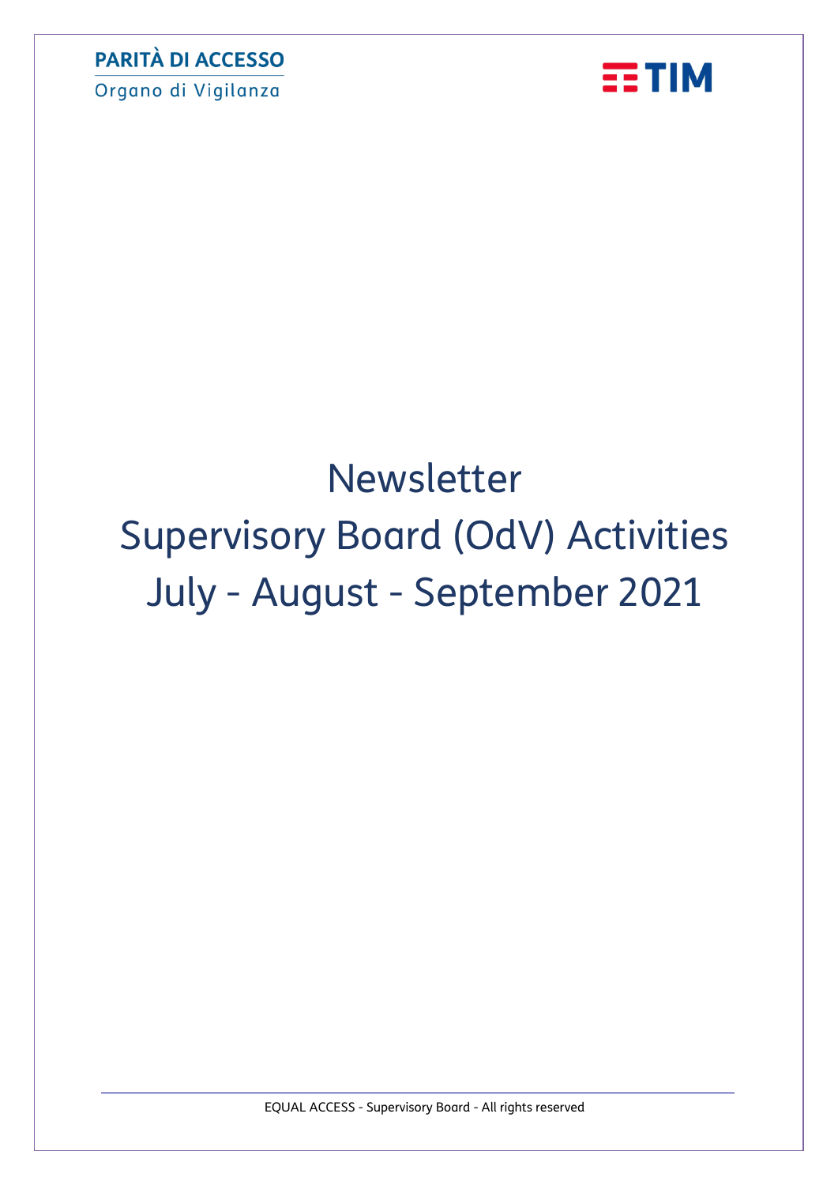PARITÀ DI ACCESSO

Organo di Vigilanza

TIM

# Newsletter
# Supervisory Board (OdV) Activities
# July - August - September 2021

EQUAL ACCESS - Supervisory Board - All rights reserved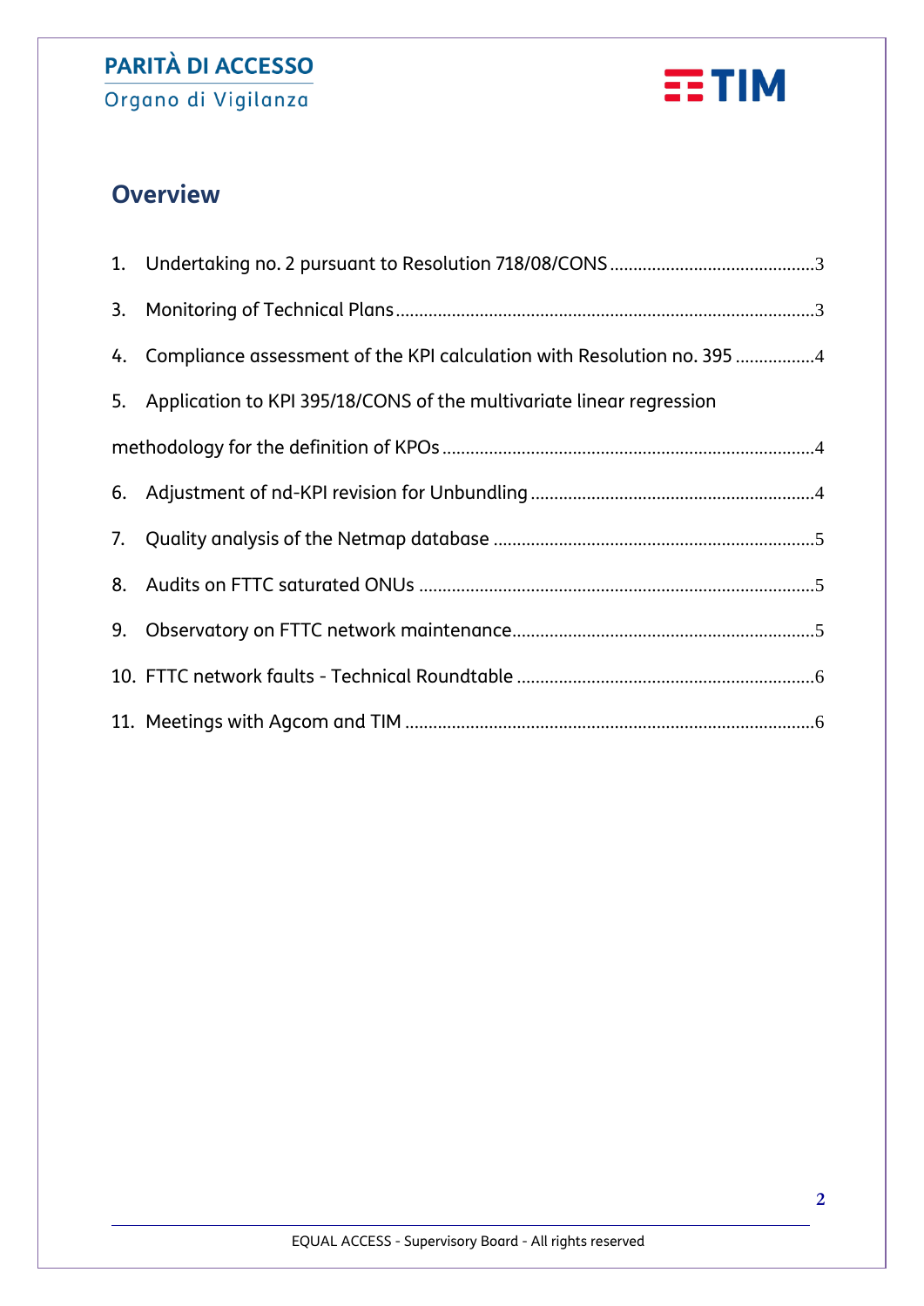## Overview

1. Undertaking no. 2 pursuant to Resolution 718/08/CONS ........................................... 3
3. Monitoring of Technical Plans ........................................................................................ 3
4. Compliance assessment of the KPI calculation with Resolution no. 395 ................ 4
5. Application to KPI 395/18/CONS of the multivariate linear regression methodology for the definition of KPOs ........................................................................ 4
6. Adjustment of nd-KPI revision for Unbundling ............................................................ 4
7. Quality analysis of the Netmap database ................................................................... 5
8. Audits on FTTC saturated ONUs ................................................................................... 5
9. Observatory on FTTC network maintenance ............................................................... 5
10. FTTC network faults - Technical Roundtable .............................................................. 6
11. Meetings with Agcom and TIM ...................................................................................... 6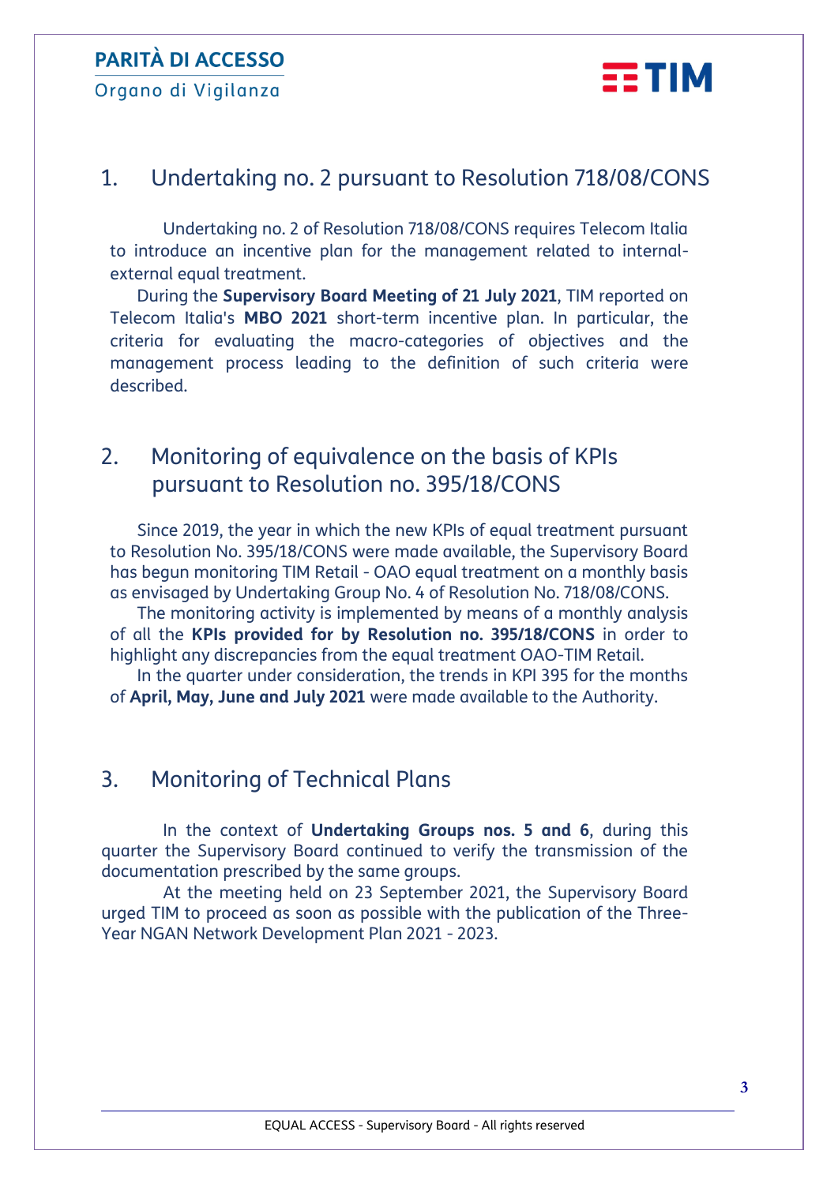## 1. Undertaking no. 2 pursuant to Resolution 718/08/CONS

Undertaking no. 2 of Resolution 718/08/CONS requires Telecom Italia to introduce an incentive plan for the management related to internal-external equal treatment.

During the **Supervisory Board Meeting of 21 July 2021**, TIM reported on Telecom Italia's **MBO 2021** short-term incentive plan. In particular, the criteria for evaluating the macro-categories of objectives and the management process leading to the definition of such criteria were described.

## 2. Monitoring of equivalence on the basis of KPIs pursuant to Resolution no. 395/18/CONS

Since 2019, the year in which the new KPIs of equal treatment pursuant to Resolution No. 395/18/CONS were made available, the Supervisory Board has begun monitoring TIM Retail - OAO equal treatment on a monthly basis as envisaged by Undertaking Group No. 4 of Resolution No. 718/08/CONS.

The monitoring activity is implemented by means of a monthly analysis of all the **KPIs provided for by Resolution no. 395/18/CONS** in order to highlight any discrepancies from the equal treatment OAO-TIM Retail.

In the quarter under consideration, the trends in KPI 395 for the months of **April, May, June and July 2021** were made available to the Authority.

## 3. Monitoring of Technical Plans

In the context of **Undertaking Groups nos. 5 and 6**, during this quarter the Supervisory Board continued to verify the transmission of the documentation prescribed by the same groups.

At the meeting held on 23 September 2021, the Supervisory Board urged TIM to proceed as soon as possible with the publication of the Three-Year NGAN Network Development Plan 2021 - 2023.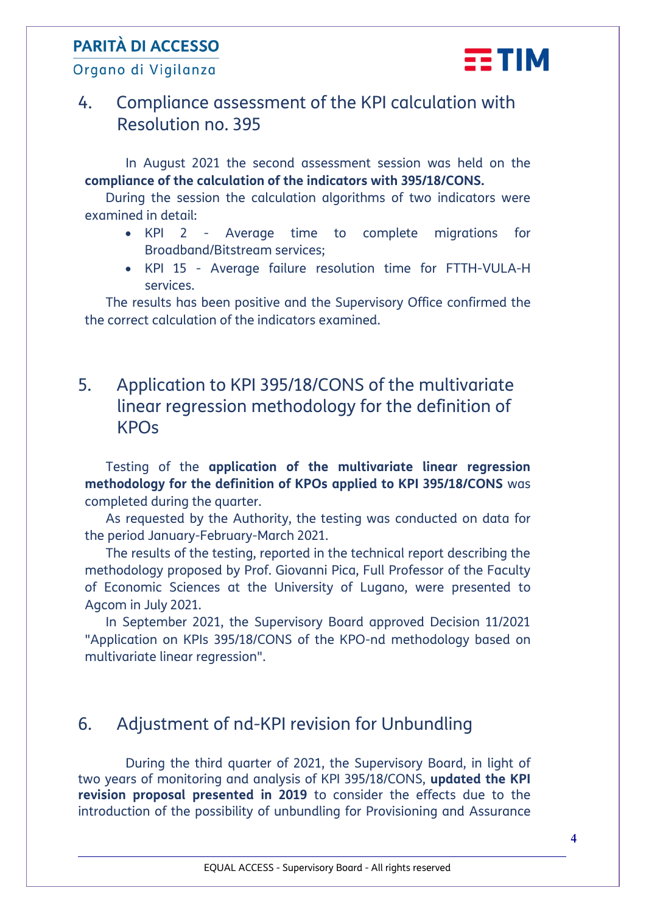## 4. Compliance assessment of the KPI calculation with Resolution no. 395

In August 2021 the second assessment session was held on the **compliance of the calculation of the indicators with 395/18/CONS.**

During the session the calculation algorithms of two indicators were examined in detail:

- KPI 2 - Average time to complete migrations for Broadband/Bitstream services;
- KPI 15 - Average failure resolution time for FTTH-VULA-H services.

The results has been positive and the Supervisory Office confirmed the the correct calculation of the indicators examined.

## 5. Application to KPI 395/18/CONS of the multivariate linear regression methodology for the definition of KPOs

Testing of the **application of the multivariate linear regression methodology for the definition of KPOs applied to KPI 395/18/CONS** was completed during the quarter.

As requested by the Authority, the testing was conducted on data for the period January-February-March 2021.

The results of the testing, reported in the technical report describing the methodology proposed by Prof. Giovanni Pica, Full Professor of the Faculty of Economic Sciences at the University of Lugano, were presented to Agcom in July 2021.

In September 2021, the Supervisory Board approved Decision 11/2021 "Application on KPIs 395/18/CONS of the KPO-nd methodology based on multivariate linear regression".

## 6. Adjustment of nd-KPI revision for Unbundling

During the third quarter of 2021, the Supervisory Board, in light of two years of monitoring and analysis of KPI 395/18/CONS, **updated the KPI revision proposal presented in 2019** to consider the effects due to the introduction of the possibility of unbundling for Provisioning and Assurance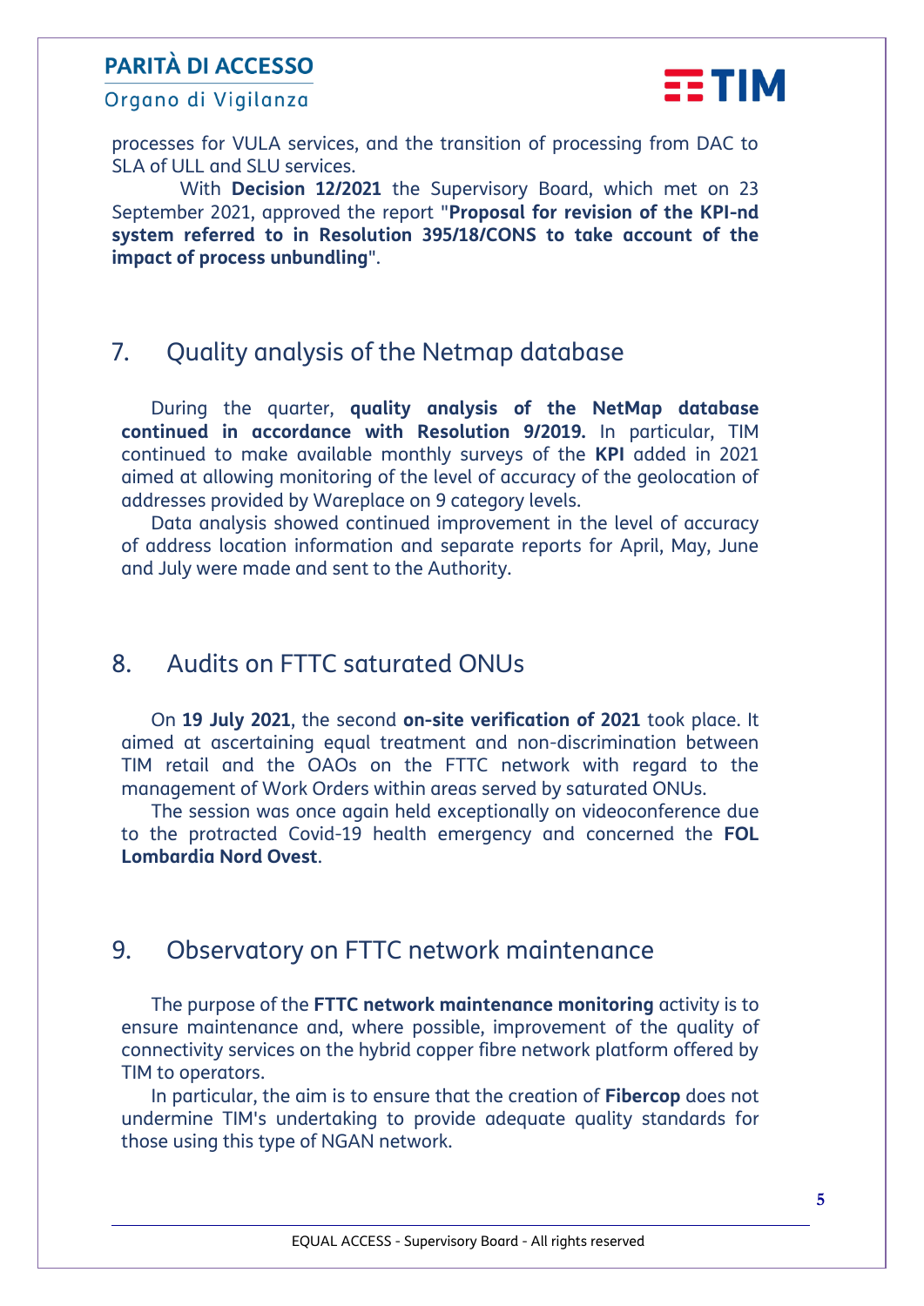processes for VULA services, and the transition of processing from DAC to SLA of ULL and SLU services.

With **Decision 12/2021** the Supervisory Board, which met on 23 September 2021, approved the report "**Proposal for revision of the KPI-nd system referred to in Resolution 395/18/CONS to take account of the impact of process unbundling**".

## 7. Quality analysis of the Netmap database

During the quarter, **quality analysis of the NetMap database continued in accordance with Resolution 9/2019.** In particular, TIM continued to make available monthly surveys of the **KPI** added in 2021 aimed at allowing monitoring of the level of accuracy of the geolocation of addresses provided by Wareplace on 9 category levels.

Data analysis showed continued improvement in the level of accuracy of address location information and separate reports for April, May, June and July were made and sent to the Authority.

## 8. Audits on FTTC saturated ONUs

On **19 July 2021**, the second **on-site verification of 2021** took place. It aimed at ascertaining equal treatment and non-discrimination between TIM retail and the OAOs on the FTTC network with regard to the management of Work Orders within areas served by saturated ONUs.

The session was once again held exceptionally on videoconference due to the protracted Covid-19 health emergency and concerned the **FOL Lombardia Nord Ovest**.

## 9. Observatory on FTTC network maintenance

The purpose of the **FTTC network maintenance monitoring** activity is to ensure maintenance and, where possible, improvement of the quality of connectivity services on the hybrid copper fibre network platform offered by TIM to operators.

In particular, the aim is to ensure that the creation of **Fibercop** does not undermine TIM's undertaking to provide adequate quality standards for those using this type of NGAN network.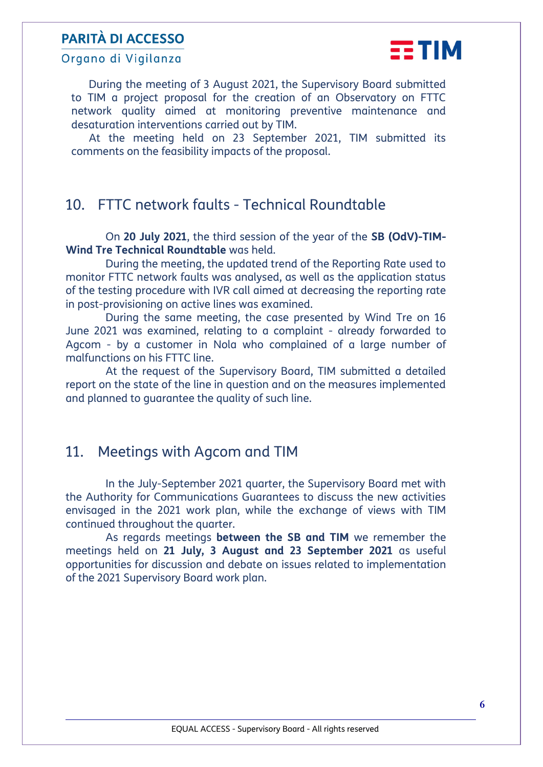During the meeting of 3 August 2021, the Supervisory Board submitted to TIM a project proposal for the creation of an Observatory on FTTC network quality aimed at monitoring preventive maintenance and desaturation interventions carried out by TIM.

At the meeting held on 23 September 2021, TIM submitted its comments on the feasibility impacts of the proposal.

## 10. FTTC network faults - Technical Roundtable

On **20 July 2021**, the third session of the year of the **SB (OdV)-TIM-Wind Tre Technical Roundtable** was held.

During the meeting, the updated trend of the Reporting Rate used to monitor FTTC network faults was analysed, as well as the application status of the testing procedure with IVR call aimed at decreasing the reporting rate in post-provisioning on active lines was examined.

During the same meeting, the case presented by Wind Tre on 16 June 2021 was examined, relating to a complaint - already forwarded to Agcom - by a customer in Nola who complained of a large number of malfunctions on his FTTC line.

At the request of the Supervisory Board, TIM submitted a detailed report on the state of the line in question and on the measures implemented and planned to guarantee the quality of such line.

## 11. Meetings with Agcom and TIM

In the July-September 2021 quarter, the Supervisory Board met with the Authority for Communications Guarantees to discuss the new activities envisaged in the 2021 work plan, while the exchange of views with TIM continued throughout the quarter.

As regards meetings **between the SB and TIM** we remember the meetings held on **21 July, 3 August and 23 September 2021** as useful opportunities for discussion and debate on issues related to implementation of the 2021 Supervisory Board work plan.